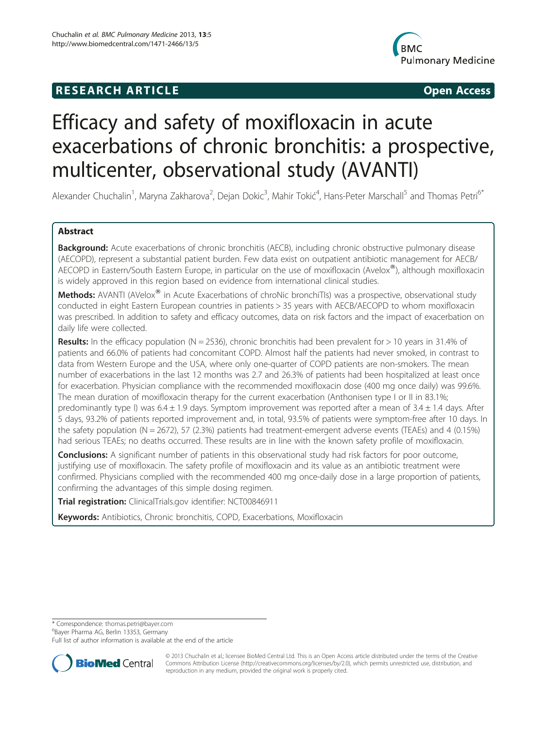RESEARCH ARTICLE Open Access

# Efficacy and safety of moxifloxacin in acute exacerbations of chronic bronchitis: a prospective, multicenter, observational study (AVANTI)

Alexander Chuchalin[1], Maryna Zakharova[2], Dejan Dokic[3], Mahir Tokić[4], Hans-Peter Marschall[5] and Thomas Petri[6*]

## Abstract

**Background:** Acute exacerbations of chronic bronchitis (AECB), including chronic obstructive pulmonary disease (AECOPD), represent a substantial patient burden. Few data exist on outpatient antibiotic management for AECB/AECOPD in Eastern/South Eastern Europe, in particular on the use of moxifloxacin (Avelox®), although moxifloxacin is widely approved in this region based on evidence from international clinical studies.

**Methods:** AVANTI (AVelox® in Acute Exacerbations of chroNic bronchiTIs) was a prospective, observational study conducted in eight Eastern European countries in patients > 35 years with AECB/AECOPD to whom moxifloxacin was prescribed. In addition to safety and efficacy outcomes, data on risk factors and the impact of exacerbation on daily life were collected.

**Results:** In the efficacy population (N = 2536), chronic bronchitis had been prevalent for > 10 years in 31.4% of patients and 66.0% of patients had concomitant COPD. Almost half the patients had never smoked, in contrast to data from Western Europe and the USA, where only one-quarter of COPD patients are non-smokers. The mean number of exacerbations in the last 12 months was 2.7 and 26.3% of patients had been hospitalized at least once for exacerbation. Physician compliance with the recommended moxifloxacin dose (400 mg once daily) was 99.6%. The mean duration of moxifloxacin therapy for the current exacerbation (Anthonisen type I or II in 83.1%; predominantly type I) was 6.4 ± 1.9 days. Symptom improvement was reported after a mean of 3.4 ± 1.4 days. After 5 days, 93.2% of patients reported improvement and, in total, 93.5% of patients were symptom-free after 10 days. In the safety population (N = 2672), 57 (2.3%) patients had treatment-emergent adverse events (TEAEs) and 4 (0.15%) had serious TEAEs; no deaths occurred. These results are in line with the known safety profile of moxifloxacin.

**Conclusions:** A significant number of patients in this observational study had risk factors for poor outcome, justifying use of moxifloxacin. The safety profile of moxifloxacin and its value as an antibiotic treatment were confirmed. Physicians complied with the recommended 400 mg once-daily dose in a large proportion of patients, confirming the advantages of this simple dosing regimen.

**Trial registration:** ClinicalTrials.gov identifier: NCT00846911

**Keywords:** Antibiotics, Chronic bronchitis, COPD, Exacerbations, Moxifloxacin

* Correspondence: thomas.petri@bayer.com
[6]Bayer Pharma AG, Berlin 13353, Germany
Full list of author information is available at the end of the article

© 2013 Chuchalin et al.; licensee BioMed Central Ltd. This is an Open Access article distributed under the terms of the Creative Commons Attribution License (http://creativecommons.org/licenses/by/2.0), which permits unrestricted use, distribution, and reproduction in any medium, provided the original work is properly cited.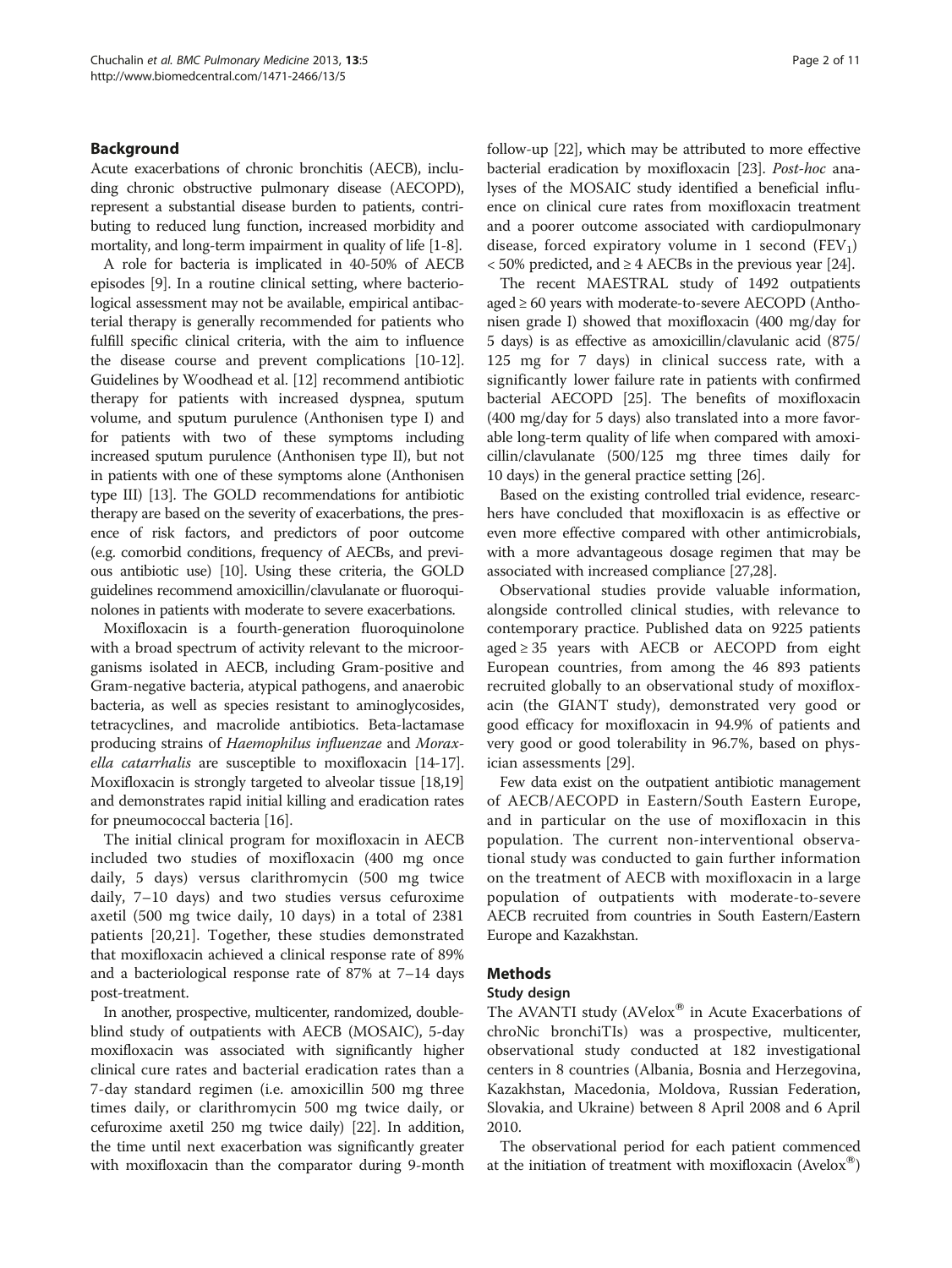## Background

Acute exacerbations of chronic bronchitis (AECB), including chronic obstructive pulmonary disease (AECOPD), represent a substantial disease burden to patients, contributing to reduced lung function, increased morbidity and mortality, and long-term impairment in quality of life [1-8].

A role for bacteria is implicated in 40-50% of AECB episodes [9]. In a routine clinical setting, where bacteriological assessment may not be available, empirical antibacterial therapy is generally recommended for patients who fulfill specific clinical criteria, with the aim to influence the disease course and prevent complications [10-12]. Guidelines by Woodhead et al. [12] recommend antibiotic therapy for patients with increased dyspnea, sputum volume, and sputum purulence (Anthonisen type I) and for patients with two of these symptoms including increased sputum purulence (Anthonisen type II), but not in patients with one of these symptoms alone (Anthonisen type III) [13]. The GOLD recommendations for antibiotic therapy are based on the severity of exacerbations, the presence of risk factors, and predictors of poor outcome (e.g. comorbid conditions, frequency of AECBs, and previous antibiotic use) [10]. Using these criteria, the GOLD guidelines recommend amoxicillin/clavulanate or fluoroquinolones in patients with moderate to severe exacerbations.

Moxifloxacin is a fourth-generation fluoroquinolone with a broad spectrum of activity relevant to the microorganisms isolated in AECB, including Gram-positive and Gram-negative bacteria, atypical pathogens, and anaerobic bacteria, as well as species resistant to aminoglycosides, tetracyclines, and macrolide antibiotics. Beta-lactamase producing strains of *Haemophilus influenzae* and *Moraxella catarrhalis* are susceptible to moxifloxacin [14-17]. Moxifloxacin is strongly targeted to alveolar tissue [18,19] and demonstrates rapid initial killing and eradication rates for pneumococcal bacteria [16].

The initial clinical program for moxifloxacin in AECB included two studies of moxifloxacin (400 mg once daily, 5 days) versus clarithromycin (500 mg twice daily, 7–10 days) and two studies versus cefuroxime axetil (500 mg twice daily, 10 days) in a total of 2381 patients [20,21]. Together, these studies demonstrated that moxifloxacin achieved a clinical response rate of 89% and a bacteriological response rate of 87% at 7–14 days post-treatment.

In another, prospective, multicenter, randomized, double-blind study of outpatients with AECB (MOSAIC), 5-day moxifloxacin was associated with significantly higher clinical cure rates and bacterial eradication rates than a 7-day standard regimen (i.e. amoxicillin 500 mg three times daily, or clarithromycin 500 mg twice daily, or cefuroxime axetil 250 mg twice daily) [22]. In addition, the time until next exacerbation was significantly greater with moxifloxacin than the comparator during 9-month follow-up [22], which may be attributed to more effective bacterial eradication by moxifloxacin [23]. *Post-hoc* analyses of the MOSAIC study identified a beneficial influence on clinical cure rates from moxifloxacin treatment and a poorer outcome associated with cardiopulmonary disease, forced expiratory volume in 1 second ($FEV_1$) $< 50\%$ predicted, and $\geq 4$ AECBs in the previous year [24].

The recent MAESTRAL study of 1492 outpatients aged ≥ 60 years with moderate-to-severe AECOPD (Anthonisen grade I) showed that moxifloxacin (400 mg/day for 5 days) is as effective as amoxicillin/clavulanic acid (875/125 mg for 7 days) in clinical success rate, with a significantly lower failure rate in patients with confirmed bacterial AECOPD [25]. The benefits of moxifloxacin (400 mg/day for 5 days) also translated into a more favorable long-term quality of life when compared with amoxicillin/clavulanate (500/125 mg three times daily for 10 days) in the general practice setting [26].

Based on the existing controlled trial evidence, researchers have concluded that moxifloxacin is as effective or even more effective compared with other antimicrobials, with a more advantageous dosage regimen that may be associated with increased compliance [27,28].

Observational studies provide valuable information, alongside controlled clinical studies, with relevance to contemporary practice. Published data on 9225 patients aged ≥ 35 years with AECB or AECOPD from eight European countries, from among the 46 893 patients recruited globally to an observational study of moxifloxacin (the GIANT study), demonstrated very good or good efficacy for moxifloxacin in 94.9% of patients and very good or good tolerability in 96.7%, based on physician assessments [29].

Few data exist on the outpatient antibiotic management of AECB/AECOPD in Eastern/South Eastern Europe, and in particular on the use of moxifloxacin in this population. The current non-interventional observational study was conducted to gain further information on the treatment of AECB with moxifloxacin in a large population of outpatients with moderate-to-severe AECB recruited from countries in South Eastern/Eastern Europe and Kazakhstan.

## Methods

### Study design

The AVANTI study (AVelox® in Acute Exacerbations of chroNic bronchiTIs) was a prospective, multicenter, observational study conducted at 182 investigational centers in 8 countries (Albania, Bosnia and Herzegovina, Kazakhstan, Macedonia, Moldova, Russian Federation, Slovakia, and Ukraine) between 8 April 2008 and 6 April 2010.

The observational period for each patient commenced at the initiation of treatment with moxifloxacin (Avelox®)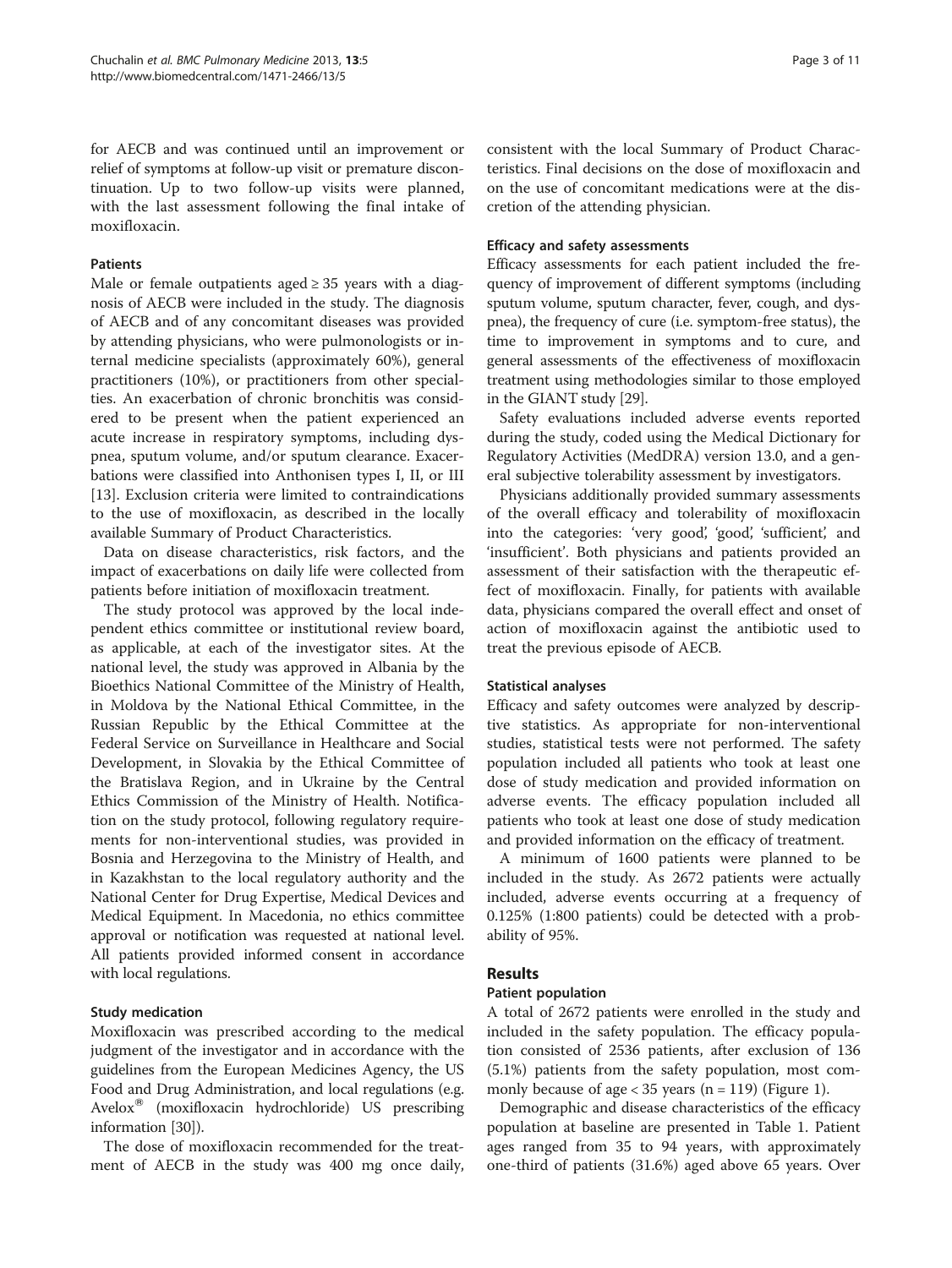for AECB and was continued until an improvement or relief of symptoms at follow-up visit or premature discontinuation. Up to two follow-up visits were planned, with the last assessment following the final intake of moxifloxacin.

### Patients

Male or female outpatients aged ≥ 35 years with a diagnosis of AECB were included in the study. The diagnosis of AECB and of any concomitant diseases was provided by attending physicians, who were pulmonologists or internal medicine specialists (approximately 60%), general practitioners (10%), or practitioners from other specialties. An exacerbation of chronic bronchitis was considered to be present when the patient experienced an acute increase in respiratory symptoms, including dyspnea, sputum volume, and/or sputum clearance. Exacerbations were classified into Anthonisen types I, II, or III [13]. Exclusion criteria were limited to contraindications to the use of moxifloxacin, as described in the locally available Summary of Product Characteristics.

Data on disease characteristics, risk factors, and the impact of exacerbations on daily life were collected from patients before initiation of moxifloxacin treatment.

The study protocol was approved by the local independent ethics committee or institutional review board, as applicable, at each of the investigator sites. At the national level, the study was approved in Albania by the Bioethics National Committee of the Ministry of Health, in Moldova by the National Ethical Committee, in the Russian Republic by the Ethical Committee at the Federal Service on Surveillance in Healthcare and Social Development, in Slovakia by the Ethical Committee of the Bratislava Region, and in Ukraine by the Central Ethics Commission of the Ministry of Health. Notification on the study protocol, following regulatory requirements for non-interventional studies, was provided in Bosnia and Herzegovina to the Ministry of Health, and in Kazakhstan to the local regulatory authority and the National Center for Drug Expertise, Medical Devices and Medical Equipment. In Macedonia, no ethics committee approval or notification was requested at national level. All patients provided informed consent in accordance with local regulations.

### Study medication

Moxifloxacin was prescribed according to the medical judgment of the investigator and in accordance with the guidelines from the European Medicines Agency, the US Food and Drug Administration, and local regulations (e.g. Avelox® (moxifloxacin hydrochloride) US prescribing information [30]).

The dose of moxifloxacin recommended for the treatment of AECB in the study was 400 mg once daily, consistent with the local Summary of Product Characteristics. Final decisions on the dose of moxifloxacin and on the use of concomitant medications were at the discretion of the attending physician.

### Efficacy and safety assessments

Efficacy assessments for each patient included the frequency of improvement of different symptoms (including sputum volume, sputum character, fever, cough, and dyspnea), the frequency of cure (i.e. symptom-free status), the time to improvement in symptoms and to cure, and general assessments of the effectiveness of moxifloxacin treatment using methodologies similar to those employed in the GIANT study [29].

Safety evaluations included adverse events reported during the study, coded using the Medical Dictionary for Regulatory Activities (MedDRA) version 13.0, and a general subjective tolerability assessment by investigators.

Physicians additionally provided summary assessments of the overall efficacy and tolerability of moxifloxacin into the categories: 'very good', 'good', 'sufficient', and 'insufficient'. Both physicians and patients provided an assessment of their satisfaction with the therapeutic effect of moxifloxacin. Finally, for patients with available data, physicians compared the overall effect and onset of action of moxifloxacin against the antibiotic used to treat the previous episode of AECB.

### Statistical analyses

Efficacy and safety outcomes were analyzed by descriptive statistics. As appropriate for non-interventional studies, statistical tests were not performed. The safety population included all patients who took at least one dose of study medication and provided information on adverse events. The efficacy population included all patients who took at least one dose of study medication and provided information on the efficacy of treatment.

A minimum of 1600 patients were planned to be included in the study. As 2672 patients were actually included, adverse events occurring at a frequency of 0.125% (1:800 patients) could be detected with a probability of 95%.

## Results

### Patient population

A total of 2672 patients were enrolled in the study and included in the safety population. The efficacy population consisted of 2536 patients, after exclusion of 136 (5.1%) patients from the safety population, most commonly because of age < 35 years (n = 119) (Figure 1).

Demographic and disease characteristics of the efficacy population at baseline are presented in Table 1. Patient ages ranged from 35 to 94 years, with approximately one-third of patients (31.6%) aged above 65 years. Over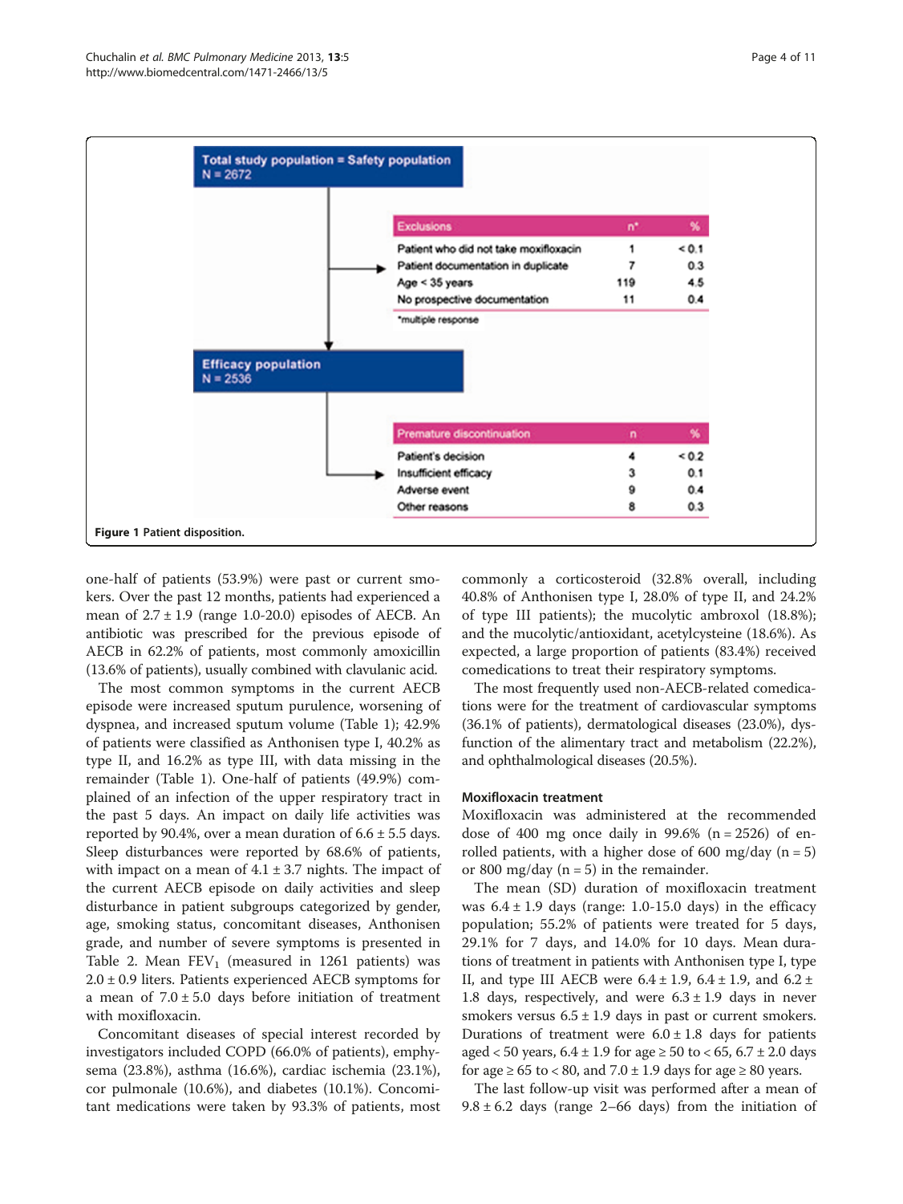Total study population = Safety population
N = 2672

| Exclusions | n* | % |
|---|---|---|
| Patient who did not take moxifloxacin | 1 | < 0.1 |
| Patient documentation in duplicate | 7 | 0.3 |
| Age < 35 years | 119 | 4.5 |
| No prospective documentation | 11 | 0.4 |

*multiple response

Efficacy population
N = 2536

| Premature discontinuation | n | % |
|---|---|---|
| Patient's decision | 4 | < 0.2 |
| Insufficient efficacy | 3 | 0.1 |
| Adverse event | 9 | 0.4 |
| Other reasons | 8 | 0.3 |

**Figure 1** Patient disposition.

one-half of patients (53.9%) were past or current smokers. Over the past 12 months, patients had experienced a mean of 2.7 ± 1.9 (range 1.0-20.0) episodes of AECB. An antibiotic was prescribed for the previous episode of AECB in 62.2% of patients, most commonly amoxicillin (13.6% of patients), usually combined with clavulanic acid.

The most common symptoms in the current AECB episode were increased sputum purulence, worsening of dyspnea, and increased sputum volume (Table 1); 42.9% of patients were classified as Anthonisen type I, 40.2% as type II, and 16.2% as type III, with data missing in the remainder (Table 1). One-half of patients (49.9%) complained of an infection of the upper respiratory tract in the past 5 days. An impact on daily life activities was reported by 90.4%, over a mean duration of 6.6 ± 5.5 days. Sleep disturbances were reported by 68.6% of patients, with impact on a mean of 4.1 ± 3.7 nights. The impact of the current AECB episode on daily activities and sleep disturbance in patient subgroups categorized by gender, age, smoking status, concomitant diseases, Anthonisen grade, and number of severe symptoms is presented in Table 2. Mean $FEV_1$ (measured in 1261 patients) was 2.0 ± 0.9 liters. Patients experienced AECB symptoms for a mean of 7.0 ± 5.0 days before initiation of treatment with moxifloxacin.

Concomitant diseases of special interest recorded by investigators included COPD (66.0% of patients), emphysema (23.8%), asthma (16.6%), cardiac ischemia (23.1%), cor pulmonale (10.6%), and diabetes (10.1%). Concomitant medications were taken by 93.3% of patients, most commonly a corticosteroid (32.8% overall, including 40.8% of Anthonisen type I, 28.0% of type II, and 24.2% of type III patients); the mucolytic ambroxol (18.8%); and the mucolytic/antioxidant, acetylcysteine (18.6%). As expected, a large proportion of patients (83.4%) received comedications to treat their respiratory symptoms.

The most frequently used non-AECB-related comedications were for the treatment of cardiovascular symptoms (36.1% of patients), dermatological diseases (23.0%), dysfunction of the alimentary tract and metabolism (22.2%), and ophthalmological diseases (20.5%).

### Moxifloxacin treatment

Moxifloxacin was administered at the recommended dose of 400 mg once daily in 99.6% (n = 2526) of enrolled patients, with a higher dose of 600 mg/day (n = 5) or 800 mg/day (n = 5) in the remainder.

The mean (SD) duration of moxifloxacin treatment was 6.4 ± 1.9 days (range: 1.0-15.0 days) in the efficacy population; 55.2% of patients were treated for 5 days, 29.1% for 7 days, and 14.0% for 10 days. Mean durations of treatment in patients with Anthonisen type I, type II, and type III AECB were 6.4 ± 1.9, 6.4 ± 1.9, and 6.2 ± 1.8 days, respectively, and were 6.3 ± 1.9 days in never smokers versus 6.5 ± 1.9 days in past or current smokers. Durations of treatment were 6.0 ± 1.8 days for patients aged < 50 years, 6.4 ± 1.9 for age ≥ 50 to < 65, 6.7 ± 2.0 days for age ≥ 65 to < 80, and 7.0 ± 1.9 days for age ≥ 80 years.

The last follow-up visit was performed after a mean of 9.8 ± 6.2 days (range 2–66 days) from the initiation of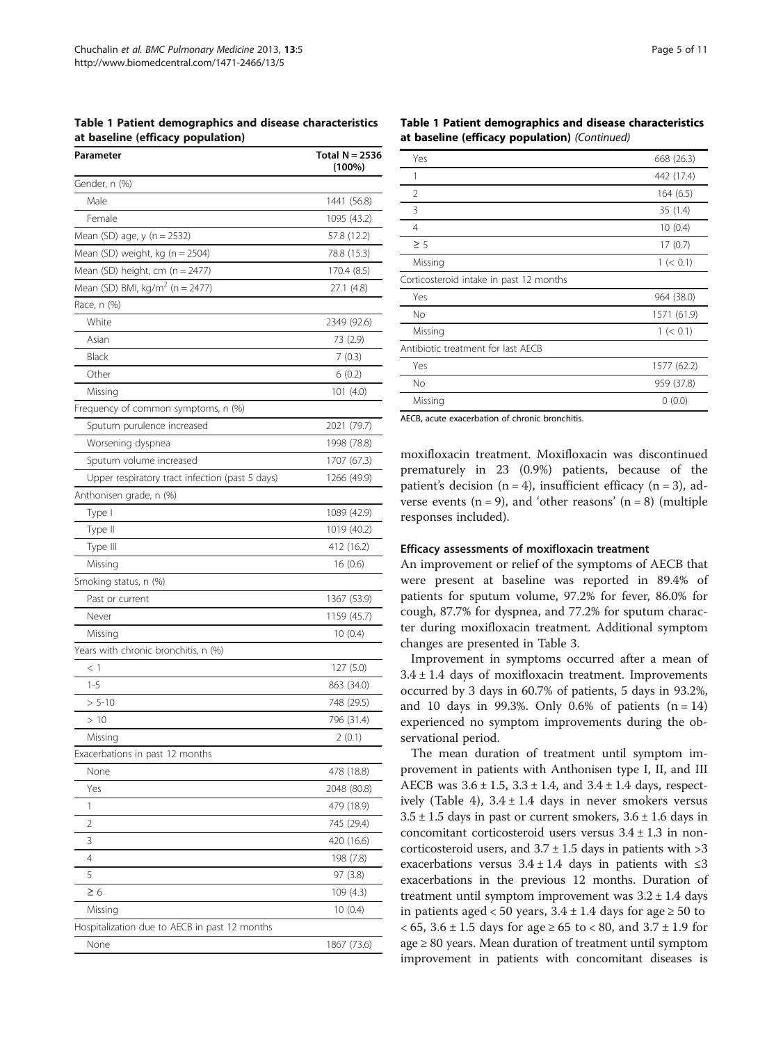**Table 1 Patient demographics and disease characteristics at baseline (efficacy population)**

| Parameter | Total N = 2536 (100%) |
|---|---|
| Gender, n (%) | |
| Male | 1441 (56.8) |
| Female | 1095 (43.2) |
| Mean (SD) age, y (n = 2532) | 57.8 (12.2) |
| Mean (SD) weight, kg (n = 2504) | 78.8 (15.3) |
| Mean (SD) height, cm (n = 2477) | 170.4 (8.5) |
| Mean (SD) BMI, kg/m$^2$ (n = 2477) | 27.1 (4.8) |
| Race, n (%) | |
| White | 2349 (92.6) |
| Asian | 73 (2.9) |
| Black | 7 (0.3) |
| Other | 6 (0.2) |
| Missing | 101 (4.0) |
| Frequency of common symptoms, n (%) | |
| Sputum purulence increased | 2021 (79.7) |
| Worsening dyspnea | 1998 (78.8) |
| Sputum volume increased | 1707 (67.3) |
| Upper respiratory tract infection (past 5 days) | 1266 (49.9) |
| Anthonisen grade, n (%) | |
| Type I | 1089 (42.9) |
| Type II | 1019 (40.2) |
| Type III | 412 (16.2) |
| Missing | 16 (0.6) |
| Smoking status, n (%) | |
| Past or current | 1367 (53.9) |
| Never | 1159 (45.7) |
| Missing | 10 (0.4) |
| Years with chronic bronchitis, n (%) | |
| < 1 | 127 (5.0) |
| 1-5 | 863 (34.0) |
| > 5-10 | 748 (29.5) |
| > 10 | 796 (31.4) |
| Missing | 2 (0.1) |
| Exacerbations in past 12 months | |
| None | 478 (18.8) |
| Yes | 2048 (80.8) |
| 1 | 479 (18.9) |
| 2 | 745 (29.4) |
| 3 | 420 (16.6) |
| 4 | 198 (7.8) |
| 5 | 97 (3.8) |
| ≥ 6 | 109 (4.3) |
| Missing | 10 (0.4) |
| Hospitalization due to AECB in past 12 months | |
| None | 1867 (73.6) |
| Yes | 668 (26.3) |
| 1 | 442 (17.4) |
| 2 | 164 (6.5) |
| 3 | 35 (1.4) |
| 4 | 10 (0.4) |
| ≥ 5 | 17 (0.7) |
| Missing | 1 (< 0.1) |
| Corticosteroid intake in past 12 months | |
| Yes | 964 (38.0) |
| No | 1571 (61.9) |
| Missing | 1 (< 0.1) |
| Antibiotic treatment for last AECB | |
| Yes | 1577 (62.2) |
| No | 959 (37.8) |
| Missing | 0 (0.0) |

AECB, acute exacerbation of chronic bronchitis.

moxifloxacin treatment. Moxifloxacin was discontinued prematurely in 23 (0.9%) patients, because of the patient's decision (n = 4), insufficient efficacy (n = 3), adverse events (n = 9), and 'other reasons' (n = 8) (multiple responses included).

### Efficacy assessments of moxifloxacin treatment

An improvement or relief of the symptoms of AECB that were present at baseline was reported in 89.4% of patients for sputum volume, 97.2% for fever, 86.0% for cough, 87.7% for dyspnea, and 77.2% for sputum character during moxifloxacin treatment. Additional symptom changes are presented in Table 3.

Improvement in symptoms occurred after a mean of 3.4 ± 1.4 days of moxifloxacin treatment. Improvements occurred by 3 days in 60.7% of patients, 5 days in 93.2%, and 10 days in 99.3%. Only 0.6% of patients (n = 14) experienced no symptom improvements during the observational period.

The mean duration of treatment until symptom improvement in patients with Anthonisen type I, II, and III AECB was 3.6 ± 1.5, 3.3 ± 1.4, and 3.4 ± 1.4 days, respectively (Table 4), 3.4 ± 1.4 days in never smokers versus 3.5 ± 1.5 days in past or current smokers, 3.6 ± 1.6 days in concomitant corticosteroid users versus 3.4 ± 1.3 in non-corticosteroid users, and 3.7 ± 1.5 days in patients with >3 exacerbations versus 3.4 ± 1.4 days in patients with ≤3 exacerbations in the previous 12 months. Duration of treatment until symptom improvement was 3.2 ± 1.4 days in patients aged < 50 years, 3.4 ± 1.4 days for age ≥ 50 to < 65, 3.6 ± 1.5 days for age ≥ 65 to < 80, and 3.7 ± 1.9 for age ≥ 80 years. Mean duration of treatment until symptom improvement in patients with concomitant diseases is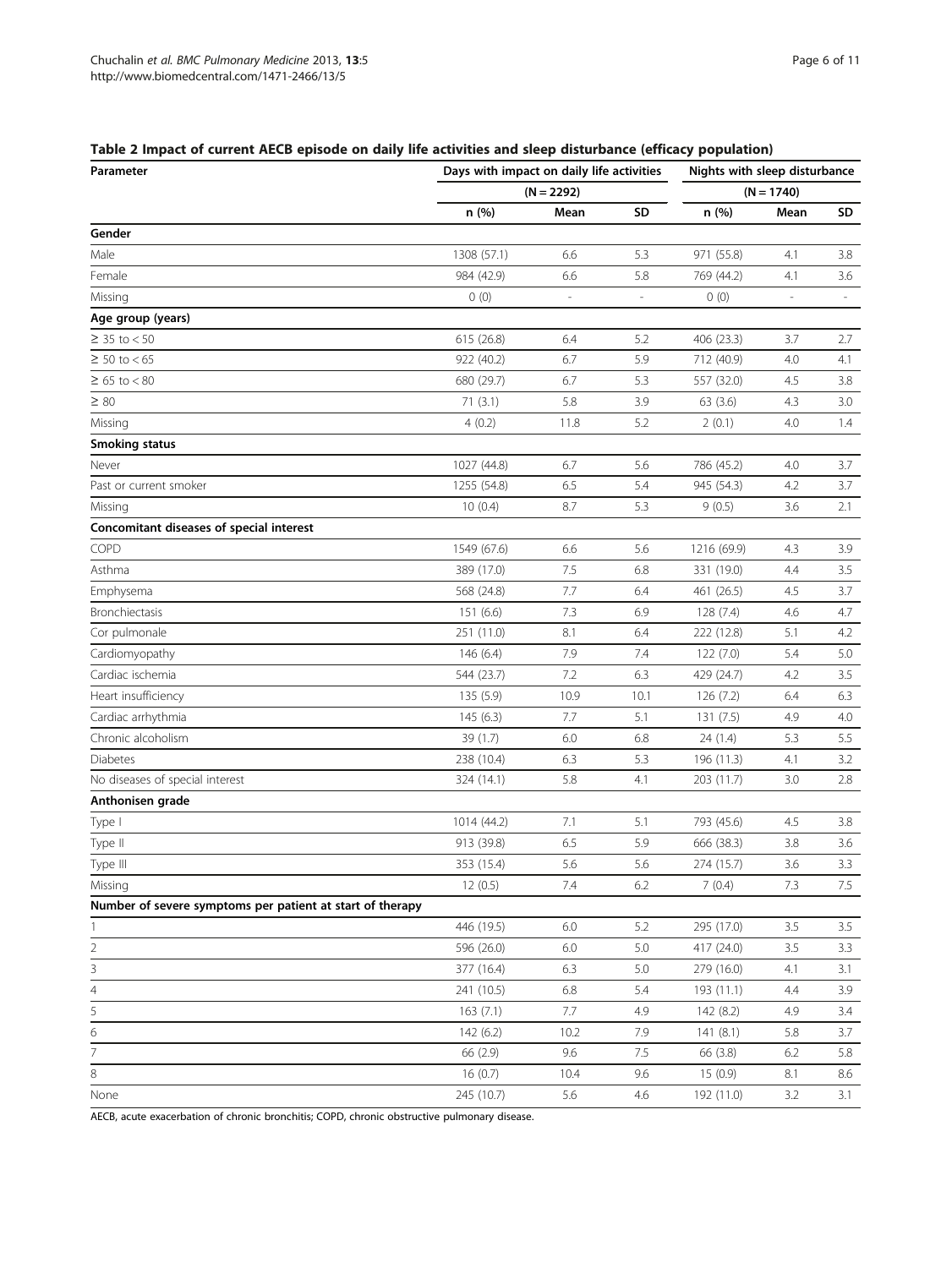**Table 2 Impact of current AECB episode on daily life activities and sleep disturbance (efficacy population)**

| Parameter | Days with impact on daily life activities | | | Nights with sleep disturbance | | |
|---|---|---|---|---|---|---|
| | (N = 2292) | | | (N = 1740) | | |
| | n (%) | Mean | SD | n (%) | Mean | SD |
| **Gender** | | | | | | |
| Male | 1308 (57.1) | 6.6 | 5.3 | 971 (55.8) | 4.1 | 3.8 |
| Female | 984 (42.9) | 6.6 | 5.8 | 769 (44.2) | 4.1 | 3.6 |
| Missing | 0 (0) | - | - | 0 (0) | - | - |
| **Age group (years)** | | | | | | |
| ≥ 35 to < 50 | 615 (26.8) | 6.4 | 5.2 | 406 (23.3) | 3.7 | 2.7 |
| ≥ 50 to < 65 | 922 (40.2) | 6.7 | 5.9 | 712 (40.9) | 4.0 | 4.1 |
| ≥ 65 to < 80 | 680 (29.7) | 6.7 | 5.3 | 557 (32.0) | 4.5 | 3.8 |
| ≥ 80 | 71 (3.1) | 5.8 | 3.9 | 63 (3.6) | 4.3 | 3.0 |
| Missing | 4 (0.2) | 11.8 | 5.2 | 2 (0.1) | 4.0 | 1.4 |
| **Smoking status** | | | | | | |
| Never | 1027 (44.8) | 6.7 | 5.6 | 786 (45.2) | 4.0 | 3.7 |
| Past or current smoker | 1255 (54.8) | 6.5 | 5.4 | 945 (54.3) | 4.2 | 3.7 |
| Missing | 10 (0.4) | 8.7 | 5.3 | 9 (0.5) | 3.6 | 2.1 |
| **Concomitant diseases of special interest** | | | | | | |
| COPD | 1549 (67.6) | 6.6 | 5.6 | 1216 (69.9) | 4.3 | 3.9 |
| Asthma | 389 (17.0) | 7.5 | 6.8 | 331 (19.0) | 4.4 | 3.5 |
| Emphysema | 568 (24.8) | 7.7 | 6.4 | 461 (26.5) | 4.5 | 3.7 |
| Bronchiectasis | 151 (6.6) | 7.3 | 6.9 | 128 (7.4) | 4.6 | 4.7 |
| Cor pulmonale | 251 (11.0) | 8.1 | 6.4 | 222 (12.8) | 5.1 | 4.2 |
| Cardiomyopathy | 146 (6.4) | 7.9 | 7.4 | 122 (7.0) | 5.4 | 5.0 |
| Cardiac ischemia | 544 (23.7) | 7.2 | 6.3 | 429 (24.7) | 4.2 | 3.5 |
| Heart insufficiency | 135 (5.9) | 10.9 | 10.1 | 126 (7.2) | 6.4 | 6.3 |
| Cardiac arrhythmia | 145 (6.3) | 7.7 | 5.1 | 131 (7.5) | 4.9 | 4.0 |
| Chronic alcoholism | 39 (1.7) | 6.0 | 6.8 | 24 (1.4) | 5.3 | 5.5 |
| Diabetes | 238 (10.4) | 6.3 | 5.3 | 196 (11.3) | 4.1 | 3.2 |
| No diseases of special interest | 324 (14.1) | 5.8 | 4.1 | 203 (11.7) | 3.0 | 2.8 |
| **Anthonisen grade** | | | | | | |
| Type I | 1014 (44.2) | 7.1 | 5.1 | 793 (45.6) | 4.5 | 3.8 |
| Type II | 913 (39.8) | 6.5 | 5.9 | 666 (38.3) | 3.8 | 3.6 |
| Type III | 353 (15.4) | 5.6 | 5.6 | 274 (15.7) | 3.6 | 3.3 |
| Missing | 12 (0.5) | 7.4 | 6.2 | 7 (0.4) | 7.3 | 7.5 |
| **Number of severe symptoms per patient at start of therapy** | | | | | | |
| 1 | 446 (19.5) | 6.0 | 5.2 | 295 (17.0) | 3.5 | 3.5 |
| 2 | 596 (26.0) | 6.0 | 5.0 | 417 (24.0) | 3.5 | 3.3 |
| 3 | 377 (16.4) | 6.3 | 5.0 | 279 (16.0) | 4.1 | 3.1 |
| 4 | 241 (10.5) | 6.8 | 5.4 | 193 (11.1) | 4.4 | 3.9 |
| 5 | 163 (7.1) | 7.7 | 4.9 | 142 (8.2) | 4.9 | 3.4 |
| 6 | 142 (6.2) | 10.2 | 7.9 | 141 (8.1) | 5.8 | 3.7 |
| 7 | 66 (2.9) | 9.6 | 7.5 | 66 (3.8) | 6.2 | 5.8 |
| 8 | 16 (0.7) | 10.4 | 9.6 | 15 (0.9) | 8.1 | 8.6 |
| None | 245 (10.7) | 5.6 | 4.6 | 192 (11.0) | 3.2 | 3.1 |

AECB, acute exacerbation of chronic bronchitis; COPD, chronic obstructive pulmonary disease.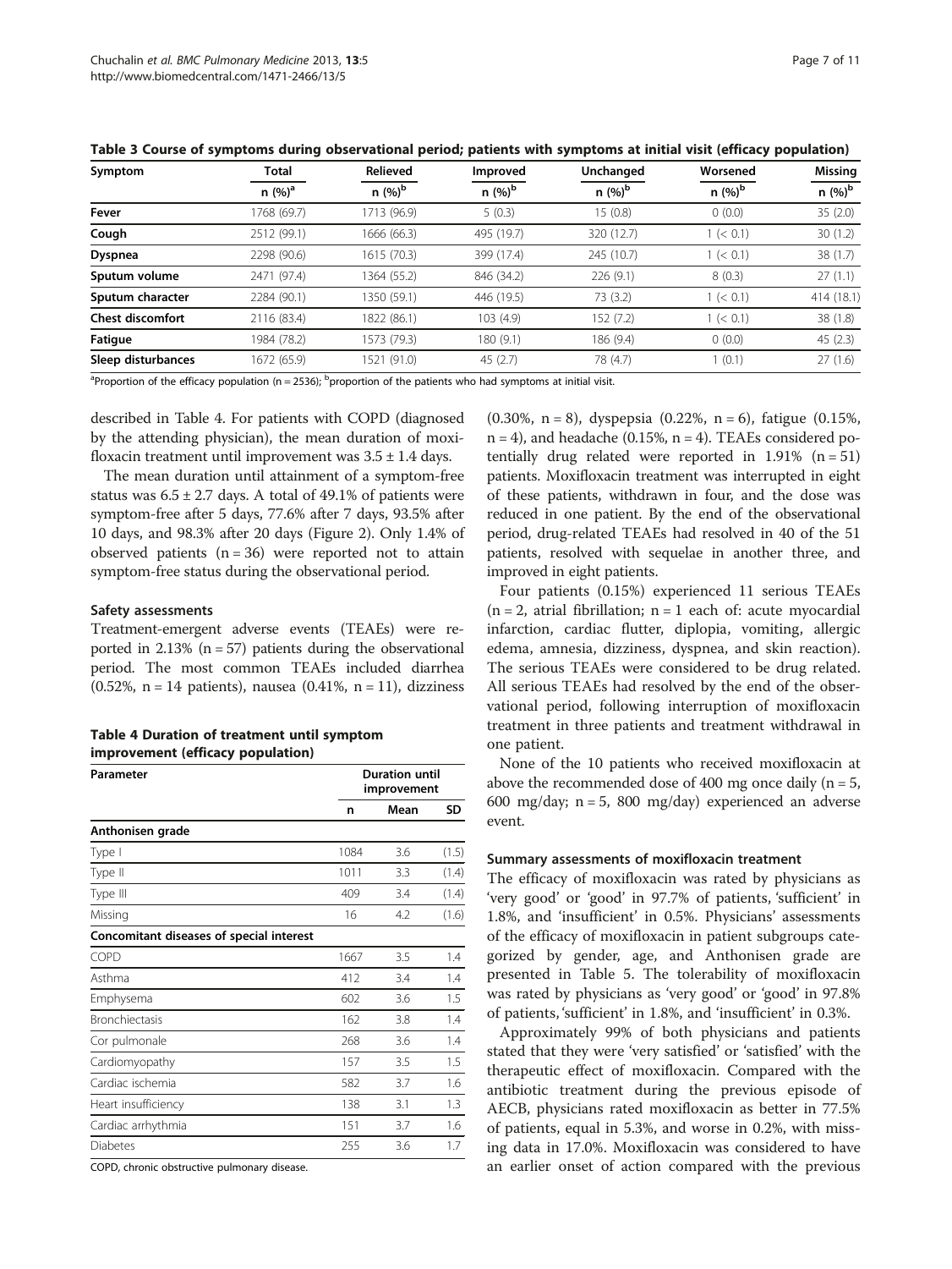**Table 3 Course of symptoms during observational period; patients with symptoms at initial visit (efficacy population)**

| Symptom | Total | Relieved | Improved | Unchanged | Worsened | Missing |
|---|---|---|---|---|---|---|
| | n (%)[a] | n (%)[b] | n (%)[b] | n (%)[b] | n (%)[b] | n (%)[b] |
| **Fever** | 1768 (69.7) | 1713 (96.9) | 5 (0.3) | 15 (0.8) | 0 (0.0) | 35 (2.0) |
| **Cough** | 2512 (99.1) | 1666 (66.3) | 495 (19.7) | 320 (12.7) | 1 (< 0.1) | 30 (1.2) |
| **Dyspnea** | 2298 (90.6) | 1615 (70.3) | 399 (17.4) | 245 (10.7) | 1 (< 0.1) | 38 (1.7) |
| **Sputum volume** | 2471 (97.4) | 1364 (55.2) | 846 (34.2) | 226 (9.1) | 8 (0.3) | 27 (1.1) |
| **Sputum character** | 2284 (90.1) | 1350 (59.1) | 446 (19.5) | 73 (3.2) | 1 (< 0.1) | 414 (18.1) |
| **Chest discomfort** | 2116 (83.4) | 1822 (86.1) | 103 (4.9) | 152 (7.2) | 1 (< 0.1) | 38 (1.8) |
| **Fatigue** | 1984 (78.2) | 1573 (79.3) | 180 (9.1) | 186 (9.4) | 0 (0.0) | 45 (2.3) |
| **Sleep disturbances** | 1672 (65.9) | 1521 (91.0) | 45 (2.7) | 78 (4.7) | 1 (0.1) | 27 (1.6) |

[a]Proportion of the efficacy population (n = 2536); [b]proportion of the patients who had symptoms at initial visit.

described in Table 4. For patients with COPD (diagnosed by the attending physician), the mean duration of moxifloxacin treatment until improvement was 3.5 ± 1.4 days.

The mean duration until attainment of a symptom-free status was 6.5 ± 2.7 days. A total of 49.1% of patients were symptom-free after 5 days, 77.6% after 7 days, 93.5% after 10 days, and 98.3% after 20 days (Figure 2). Only 1.4% of observed patients (n = 36) were reported not to attain symptom-free status during the observational period.

### Safety assessments

Treatment-emergent adverse events (TEAEs) were reported in 2.13% (n = 57) patients during the observational period. The most common TEAEs included diarrhea (0.52%, n = 14 patients), nausea (0.41%, n = 11), dizziness (0.30%, n = 8), dyspepsia (0.22%, n = 6), fatigue (0.15%, n = 4), and headache (0.15%, n = 4). TEAEs considered potentially drug related were reported in 1.91% (n = 51) patients. Moxifloxacin treatment was interrupted in eight of these patients, withdrawn in four, and the dose was reduced in one patient. By the end of the observational period, drug-related TEAEs had resolved in 40 of the 51 patients, resolved with sequelae in another three, and improved in eight patients.

Four patients (0.15%) experienced 11 serious TEAEs (n = 2, atrial fibrillation; n = 1 each of: acute myocardial infarction, cardiac flutter, diplopia, vomiting, allergic edema, amnesia, dizziness, dyspnea, and skin reaction). The serious TEAEs were considered to be drug related. All serious TEAEs had resolved by the end of the observational period, following interruption of moxifloxacin treatment in three patients and treatment withdrawal in one patient.

None of the 10 patients who received moxifloxacin at above the recommended dose of 400 mg once daily (n = 5, 600 mg/day; n = 5, 800 mg/day) experienced an adverse event.

**Table 4 Duration of treatment until symptom improvement (efficacy population)**

| Parameter | Duration until improvement | | |
|---|---|---|---|
| | n | Mean | SD |
| **Anthonisen grade** | | | |
| Type I | 1084 | 3.6 | (1.5) |
| Type II | 1011 | 3.3 | (1.4) |
| Type III | 409 | 3.4 | (1.4) |
| Missing | 16 | 4.2 | (1.6) |
| **Concomitant diseases of special interest** | | | |
| COPD | 1667 | 3.5 | 1.4 |
| Asthma | 412 | 3.4 | 1.4 |
| Emphysema | 602 | 3.6 | 1.5 |
| Bronchiectasis | 162 | 3.8 | 1.4 |
| Cor pulmonale | 268 | 3.6 | 1.4 |
| Cardiomyopathy | 157 | 3.5 | 1.5 |
| Cardiac ischemia | 582 | 3.7 | 1.6 |
| Heart insufficiency | 138 | 3.1 | 1.3 |
| Cardiac arrhythmia | 151 | 3.7 | 1.6 |
| Diabetes | 255 | 3.6 | 1.7 |

COPD, chronic obstructive pulmonary disease.

### Summary assessments of moxifloxacin treatment

The efficacy of moxifloxacin was rated by physicians as 'very good' or 'good' in 97.7% of patients, 'sufficient' in 1.8%, and 'insufficient' in 0.5%. Physicians' assessments of the efficacy of moxifloxacin in patient subgroups categorized by gender, age, and Anthonisen grade are presented in Table 5. The tolerability of moxifloxacin was rated by physicians as 'very good' or 'good' in 97.8% of patients, 'sufficient' in 1.8%, and 'insufficient' in 0.3%.

Approximately 99% of both physicians and patients stated that they were 'very satisfied' or 'satisfied' with the therapeutic effect of moxifloxacin. Compared with the antibiotic treatment during the previous episode of AECB, physicians rated moxifloxacin as better in 77.5% of patients, equal in 5.3%, and worse in 0.2%, with missing data in 17.0%. Moxifloxacin was considered to have an earlier onset of action compared with the previous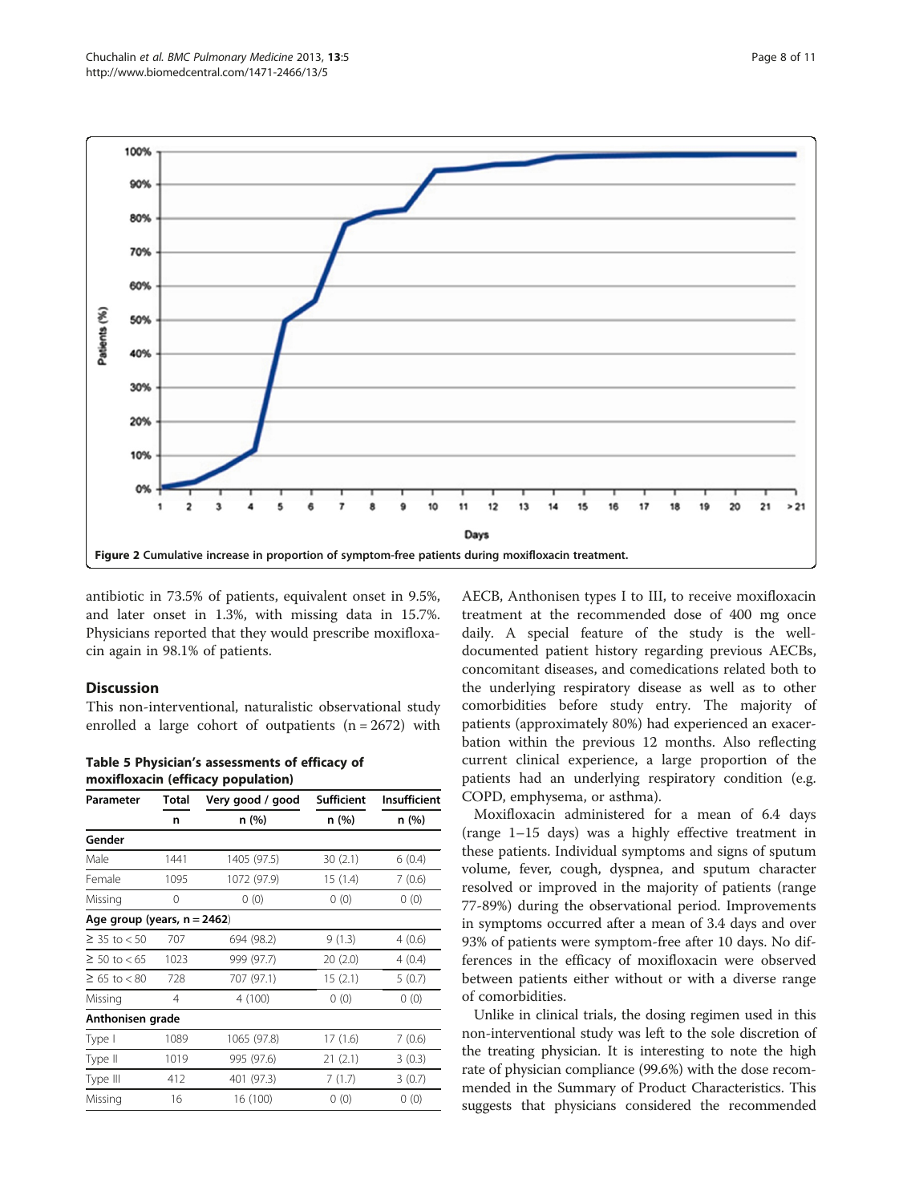100%
90%
80%
70%
60%
50%
40%
30%
20%
10%
0%

Patients (%)

1 2 3 4 5 6 7 8 9 10 11 12 13 14 15 16 17 18 19 20 21 > 21

Days

**Figure 2** Cumulative increase in proportion of symptom-free patients during moxifloxacin treatment.

antibiotic in 73.5% of patients, equivalent onset in 9.5%, and later onset in 1.3%, with missing data in 15.7%. Physicians reported that they would prescribe moxifloxacin again in 98.1% of patients.

## Discussion

This non-interventional, naturalistic observational study enrolled a large cohort of outpatients (n = 2672) with AECB, Anthonisen types I to III, to receive moxifloxacin treatment at the recommended dose of 400 mg once daily. A special feature of the study is the well-documented patient history regarding previous AECBs, concomitant diseases, and comedications related both to the underlying respiratory disease as well as to other comorbidities before study entry. The majority of patients (approximately 80%) had experienced an exacerbation within the previous 12 months. Also reflecting current clinical experience, a large proportion of the patients had an underlying respiratory condition (e.g. COPD, emphysema, or asthma).

Moxifloxacin administered for a mean of 6.4 days (range 1–15 days) was a highly effective treatment in these patients. Individual symptoms and signs of sputum volume, fever, cough, dyspnea, and sputum character resolved or improved in the majority of patients (range 77-89%) during the observational period. Improvements in symptoms occurred after a mean of 3.4 days and over 93% of patients were symptom-free after 10 days. No differences in the efficacy of moxifloxacin were observed between patients either without or with a diverse range of comorbidities.

Unlike in clinical trials, the dosing regimen used in this non-interventional study was left to the sole discretion of the treating physician. It is interesting to note the high rate of physician compliance (99.6%) with the dose recommended in the Summary of Product Characteristics. This suggests that physicians considered the recommended

**Table 5 Physician's assessments of efficacy of moxifloxacin (efficacy population)**

| Parameter | Total | Very good / good | Sufficient | Insufficient |
|---|---|---|---|---|
| | n | n (%) | n (%) | n (%) |
| **Gender** | | | | |
| Male | 1441 | 1405 (97.5) | 30 (2.1) | 6 (0.4) |
| Female | 1095 | 1072 (97.9) | 15 (1.4) | 7 (0.6) |
| Missing | 0 | 0 (0) | 0 (0) | 0 (0) |
| **Age group (years, n = 2462)** | | | | |
| ≥ 35 to < 50 | 707 | 694 (98.2) | 9 (1.3) | 4 (0.6) |
| ≥ 50 to < 65 | 1023 | 999 (97.7) | 20 (2.0) | 4 (0.4) |
| ≥ 65 to < 80 | 728 | 707 (97.1) | 15 (2.1) | 5 (0.7) |
| Missing | 4 | 4 (100) | 0 (0) | 0 (0) |
| **Anthonisen grade** | | | | |
| Type I | 1089 | 1065 (97.8) | 17 (1.6) | 7 (0.6) |
| Type II | 1019 | 995 (97.6) | 21 (2.1) | 3 (0.3) |
| Type III | 412 | 401 (97.3) | 7 (1.7) | 3 (0.7) |
| Missing | 16 | 16 (100) | 0 (0) | 0 (0) |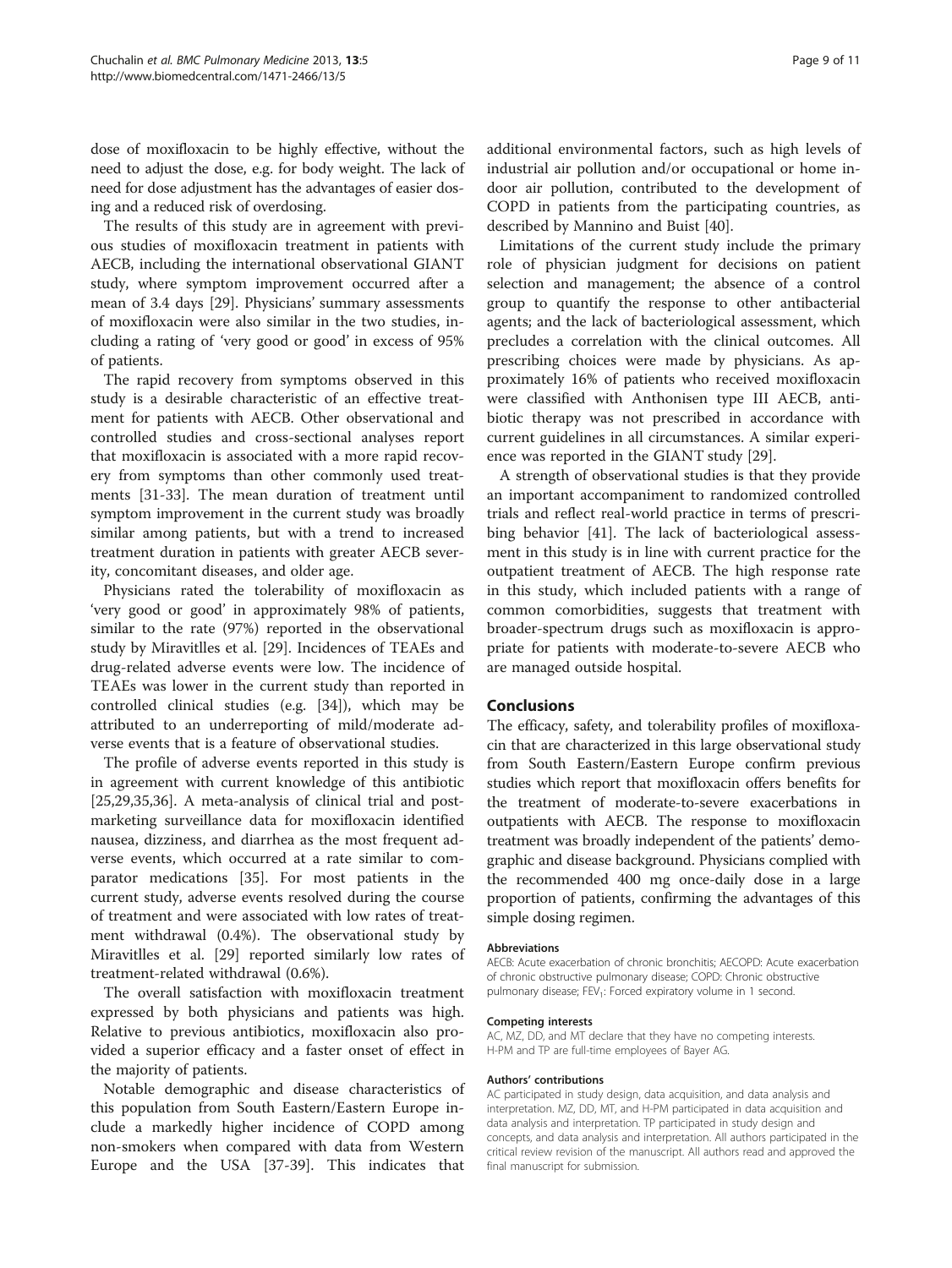dose of moxifloxacin to be highly effective, without the need to adjust the dose, e.g. for body weight. The lack of need for dose adjustment has the advantages of easier dosing and a reduced risk of overdosing.

The results of this study are in agreement with previous studies of moxifloxacin treatment in patients with AECB, including the international observational GIANT study, where symptom improvement occurred after a mean of 3.4 days [29]. Physicians' summary assessments of moxifloxacin were also similar in the two studies, including a rating of 'very good or good' in excess of 95% of patients.

The rapid recovery from symptoms observed in this study is a desirable characteristic of an effective treatment for patients with AECB. Other observational and controlled studies and cross-sectional analyses report that moxifloxacin is associated with a more rapid recovery from symptoms than other commonly used treatments [31-33]. The mean duration of treatment until symptom improvement in the current study was broadly similar among patients, but with a trend to increased treatment duration in patients with greater AECB severity, concomitant diseases, and older age.

Physicians rated the tolerability of moxifloxacin as 'very good or good' in approximately 98% of patients, similar to the rate (97%) reported in the observational study by Miravitlles et al. [29]. Incidences of TEAEs and drug-related adverse events were low. The incidence of TEAEs was lower in the current study than reported in controlled clinical studies (e.g. [34]), which may be attributed to an underreporting of mild/moderate adverse events that is a feature of observational studies.

The profile of adverse events reported in this study is in agreement with current knowledge of this antibiotic [25,29,35,36]. A meta-analysis of clinical trial and post-marketing surveillance data for moxifloxacin identified nausea, dizziness, and diarrhea as the most frequent adverse events, which occurred at a rate similar to comparator medications [35]. For most patients in the current study, adverse events resolved during the course of treatment and were associated with low rates of treatment withdrawal (0.4%). The observational study by Miravitlles et al. [29] reported similarly low rates of treatment-related withdrawal (0.6%).

The overall satisfaction with moxifloxacin treatment expressed by both physicians and patients was high. Relative to previous antibiotics, moxifloxacin also provided a superior efficacy and a faster onset of effect in the majority of patients.

Notable demographic and disease characteristics of this population from South Eastern/Eastern Europe include a markedly higher incidence of COPD among non-smokers when compared with data from Western Europe and the USA [37-39]. This indicates that additional environmental factors, such as high levels of industrial air pollution and/or occupational or home indoor air pollution, contributed to the development of COPD in patients from the participating countries, as described by Mannino and Buist [40].

Limitations of the current study include the primary role of physician judgment for decisions on patient selection and management; the absence of a control group to quantify the response to other antibacterial agents; and the lack of bacteriological assessment, which precludes a correlation with the clinical outcomes. All prescribing choices were made by physicians. As approximately 16% of patients who received moxifloxacin were classified with Anthonisen type III AECB, antibiotic therapy was not prescribed in accordance with current guidelines in all circumstances. A similar experience was reported in the GIANT study [29].

A strength of observational studies is that they provide an important accompaniment to randomized controlled trials and reflect real-world practice in terms of prescribing behavior [41]. The lack of bacteriological assessment in this study is in line with current practice for the outpatient treatment of AECB. The high response rate in this study, which included patients with a range of common comorbidities, suggests that treatment with broader-spectrum drugs such as moxifloxacin is appropriate for patients with moderate-to-severe AECB who are managed outside hospital.

## Conclusions

The efficacy, safety, and tolerability profiles of moxifloxacin that are characterized in this large observational study from South Eastern/Eastern Europe confirm previous studies which report that moxifloxacin offers benefits for the treatment of moderate-to-severe exacerbations in outpatients with AECB. The response to moxifloxacin treatment was broadly independent of the patients' demographic and disease background. Physicians complied with the recommended 400 mg once-daily dose in a large proportion of patients, confirming the advantages of this simple dosing regimen.

#### Abbreviations

AECB: Acute exacerbation of chronic bronchitis; AECOPD: Acute exacerbation of chronic obstructive pulmonary disease; COPD: Chronic obstructive pulmonary disease; $FEV_1$: Forced expiratory volume in 1 second.

#### Competing interests

AC, MZ, DD, and MT declare that they have no competing interests. H-PM and TP are full-time employees of Bayer AG.

#### Authors' contributions

AC participated in study design, data acquisition, and data analysis and interpretation. MZ, DD, MT, and H-PM participated in data acquisition and data analysis and interpretation. TP participated in study design and concepts, and data analysis and interpretation. All authors participated in the critical review revision of the manuscript. All authors read and approved the final manuscript for submission.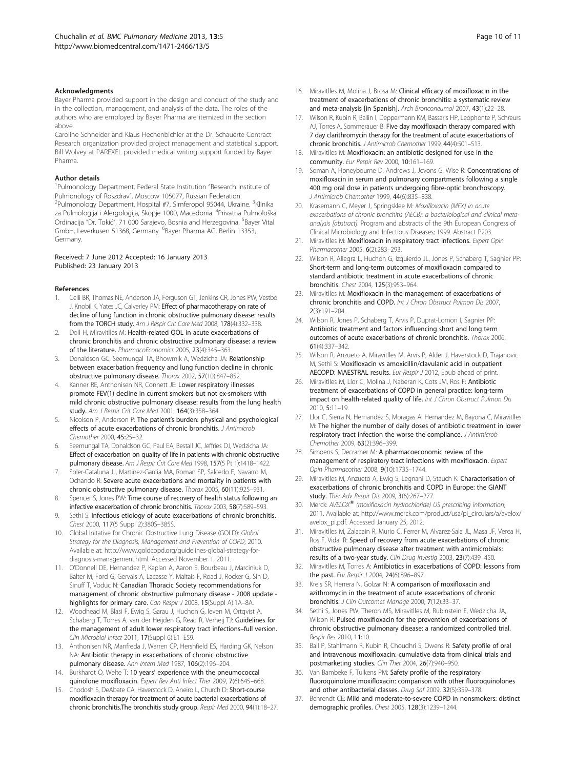### Acknowledgments

Bayer Pharma provided support in the design and conduct of the study and in the collection, management, and analysis of the data. The roles of the authors who are employed by Bayer Pharma are itemized in the section above.

Caroline Schneider and Klaus Hechenbichler at the Dr. Schauerte Contract Research organization provided project management and statistical support. Bill Wolvey at PAREXEL provided medical writing support funded by Bayer Pharma.

### Author details

[1]Pulmonology Department, Federal State Institution "Research Institute of Pulmonology of Roszdrav", Moscow 105077, Russian Federation. [2]Pulmonology Department, Hospital #7, Simferopol 95044, Ukraine. [3]Klinika za Pulmologija i Alergologija, Skopje 1000, Macedonia. [4]Privatna Pulmološka Ordinacija "Dr. Tokić", 71 000 Sarajevo, Bosnia and Herzegovina. [5]Bayer Vital GmbH, Leverkusen 51368, Germany. [6]Bayer Pharma AG, Berlin 13353, Germany.

Received: 7 June 2012 Accepted: 16 January 2013
Published: 23 January 2013

### References

1. Celli BR, Thomas NE, Anderson JA, Ferguson GT, Jenkins CR, Jones PW, Vestbo J, Knobil K, Yates JC, Calverley PM: **Effect of pharmacotherapy on rate of decline of lung function in chronic obstructive pulmonary disease: results from the TORCH study.** *Am J Respir Crit Care Med* 2008, **178**(4):332–338.
2. Doll H, Miravitlles M: **Health-related QOL in acute exacerbations of chronic bronchitis and chronic obstructive pulmonary disease: a review of the literature.** *PharmacoEconomics* 2005, **23**(4):345–363.
3. Donaldson GC, Seemungal TA, Bhowmik A, Wedzicha JA: **Relationship between exacerbation frequency and lung function decline in chronic obstructive pulmonary disease.** *Thorax* 2002, **57**(10):847–852.
4. Kanner RE, Anthonisen NR, Connett JE: **Lower respiratory illnesses promote FEV(1) decline in current smokers but not ex-smokers with mild chronic obstructive pulmonary disease: results from the lung health study.** *Am J Respir Crit Care Med* 2001, **164**(3):358–364.
5. Nicolson P, Anderson P: **The patient's burden: physical and psychological effects of acute exacerbations of chronic bronchitis.** *J Antimicrob Chemother* 2000, **45:**25–32.
6. Seemungal TA, Donaldson GC, Paul EA, Bestall JC, Jeffries DJ, Wedzicha JA: **Effect of exacerbation on quality of life in patients with chronic obstructive pulmonary disease.** *Am J Respir Crit Care Med* 1998, **157**(5 Pt 1):1418–1422.
7. Soler-Cataluna JJ, Martinez-Garcia MA, Roman SP, Salcedo E, Navarro M, Ochando R: **Severe acute exacerbations and mortality in patients with chronic obstructive pulmonary disease.** *Thorax* 2005, **60**(11):925–931.
8. Spencer S, Jones PW: **Time course of recovery of health status following an infective exacerbation of chronic bronchitis.** *Thorax* 2003, **58**(7):589–593.
9. Sethi S: **Infectious etiology of acute exacerbations of chronic bronchitis.** *Chest* 2000, **117**(5 Suppl 2):380S–385S.
10. Global Initative for Chronic Obstructive Lung Disease (GOLD): *Global Strategy for the Diagnosis, Management and Prevention of COPD*; 2010. Available at: http://www.goldcopd.org/guidelines-global-strategy-for-diagnosis-management.html. Accessed November 1, 2011.
11. O'Donnell DE, Hernandez P, Kaplan A, Aaron S, Bourbeau J, Marciniuk D, Balter M, Ford G, Gervais A, Lacasse Y, Maltais F, Road J, Rocker G, Sin D, Sinuff T, Voduc N: **Canadian Thoracic Society recommendations for management of chronic obstructive pulmonary disease - 2008 update - highlights for primary care.** *Can Respir J* 2008, **15**(Suppl A):1A–8A.
12. Woodhead M, Blasi F, Ewig S, Garau J, Huchon G, Ieven M, Ortqvist A, Schaberg T, Torres A, van der Heijden G, Read R, Verheij TJ: **Guidelines for the management of adult lower respiratory tract infections–full version.** *Clin Microbiol Infect* 2011, **17**(Suppl 6):E1–E59.
13. Anthonisen NR, Manfreda J, Warren CP, Hershfield ES, Harding GK, Nelson NA: **Antibiotic therapy in exacerbations of chronic obstructive pulmonary disease.** *Ann Intern Med* 1987, **106**(2):196–204.
14. Burkhardt O, Welte T: **10 years' experience with the pneumococcal quinolone moxifloxacin.** *Expert Rev Anti Infect Ther* 2009, **7**(6):645–668.
15. Chodosh S, DeAbate CA, Haverstock D, Aneiro L, Church D: **Short-course moxifloxacin therapy for treatment of acute bacterial exacerbations of chronic bronchitis.The bronchitis study group.** *Respir Med* 2000, **94**(1):18–27.
16. Miravitlles M, Molina J, Brosa M: **Clinical efficacy of moxifloxacin in the treatment of exacerbations of chronic bronchitis: a systematic review and meta-analysis [in Spanish].** *Arch Bronconeumol* 2007, **43**(1):22–28.
17. Wilson R, Kubin R, Ballin I, Deppermann KM, Bassaris HP, Leophonte P, Schreurs AJ, Torres A, Sommerauer B: **Five day moxifloxacin therapy compared with 7 day clarithromycin therapy for the treatment of acute exacerbations of chronic bronchitis.** *J Antimicrob Chemother* 1999, **44**(4):501–513.
18. Miravitlles M: **Moxifloxacin: an antibiotic designed for use in the community.** *Eur Respir Rev* 2000, **10:**161–169.
19. Soman A, Honeybourne D, Andrews J, Jevons G, Wise R: **Concentrations of moxifloxacin in serum and pulmonary compartments following a single 400 mg oral dose in patients undergoing fibre-optic bronchoscopy.** *J Antimicrob Chemother* 1999, **44**(6):835–838.
20. Krasemann C, Meyer J, Springsklee M: *Moxifloxacin (MFX) in acute exacerbations of chronic bronchitis (AECB): a bacteriological and clinical meta-analysis [abstract]*: Program and abstracts of the 9th European Congress of Clinical Microbiology and Infectious Diseases; 1999. Abstract P203.
21. Miravitlles M: **Moxifloxacin in respiratory tract infections.** *Expert Opin Pharmacother* 2005, **6**(2):283–293.
22. Wilson R, Allegra L, Huchon G, Izquierdo JL, Jones P, Schaberg T, Sagnier PP: **Short-term and long-term outcomes of moxifloxacin compared to standard antibiotic treatment in acute exacerbations of chronic bronchitis.** *Chest* 2004, **125**(3):953–964.
23. Miravitlles M: **Moxifloxacin in the management of exacerbations of chronic bronchitis and COPD.** *Int J Chron Obstruct Pulmon Dis* 2007, **2**(3):191–204.
24. Wilson R, Jones P, Schaberg T, Arvis P, Duprat-Lomon I, Sagnier PP: **Antibiotic treatment and factors influencing short and long term outcomes of acute exacerbations of chronic bronchitis.** *Thorax* 2006, **61**(4):337–342.
25. Wilson R, Anzueto A, Miravitlles M, Arvis P, Alder J, Haverstock D, Trajanovic M, Sethi S: **Moxifloxacin vs amoxicillin/clavulanic acid in outpatient AECOPD: MAESTRAL results.** *Eur Respir J* 2012, Epub ahead of print.
26. Miravitlles M, Llor C, Molina J, Naberan K, Cots JM, Ros F: **Antibiotic treatment of exacerbations of COPD in general practice: long-term impact on health-related quality of life.** *Int J Chron Obstruct Pulmon Dis* 2010, **5:**11–19.
27. Llor C, Sierra N, Hernandez S, Moragas A, Hernandez M, Bayona C, Miravitlles M: **The higher the number of daily doses of antibiotic treatment in lower respiratory tract infection the worse the compliance.** *J Antimicrob Chemother* 2009, **63**(2):396–399.
28. Simoens S, Decramer M: **A pharmacoeconomic review of the management of respiratory tract infections with moxifloxacin.** *Expert Opin Pharmacother* 2008, **9**(10):1735–1744.
29. Miravitlles M, Anzueto A, Ewig S, Legnani D, Stauch K: **Characterisation of exacerbations of chronic bronchitis and COPD in Europe: the GIANT study.** *Ther Adv Respir Dis* 2009, **3**(6):267–277.
30. Merck: *AVELOX® (moxifloxacin hydrochloride) US prescribing information*; 2011. Available at: http://www.merck.com/product/usa/pi_circulars/a/avelox/avelox_pi.pdf. Accessed January 25, 2012.
31. Miravitlles M, Zalacain R, Murio C, Ferrer M, Alvarez-Sala JL, Masa JF, Verea H, Ros F, Vidal R: **Speed of recovery from acute exacerbations of chronic obstructive pulmonary disease after treatment with antimicrobials: results of a two-year study.** *Clin Drug Investig* 2003, **23**(7):439–450.
32. Miravitlles M, Torres A: **Antibiotics in exacerbations of COPD: lessons from the past.** *Eur Respir J* 2004, **24**(6):896–897.
33. Kreis SR, Herrera N, Golzar N: **A comparison of moxifloxacin and azithromycin in the treatment of acute exacerbations of chronic bronchitis.** *J Clin Outcomes Manage* 2000, **7**(12):33–37.
34. Sethi S, Jones PW, Theron MS, Miravitlles M, Rubinstein E, Wedzicha JA, Wilson R: **Pulsed moxifloxacin for the prevention of exacerbations of chronic obstructive pulmonary disease: a randomized controlled trial.** *Respir Res* 2010, **11:**10.
35. Ball P, Stahlmann R, Kubin R, Choudhri S, Owens R: **Safety profile of oral and intravenous moxifloxacin: cumulative data from clinical trials and postmarketing studies.** *Clin Ther* 2004, **26**(7):940–950.
36. Van Bambeke F, Tulkens PM: **Safety profile of the respiratory fluoroquinolone moxifloxacin: comparison with other fluoroquinolones and other antibacterial classes.** *Drug Saf* 2009, **32**(5):359–378.
37. Behrendt CE: **Mild and moderate-to-severe COPD in nonsmokers: distinct demographic profiles.** *Chest* 2005, **128**(3):1239–1244.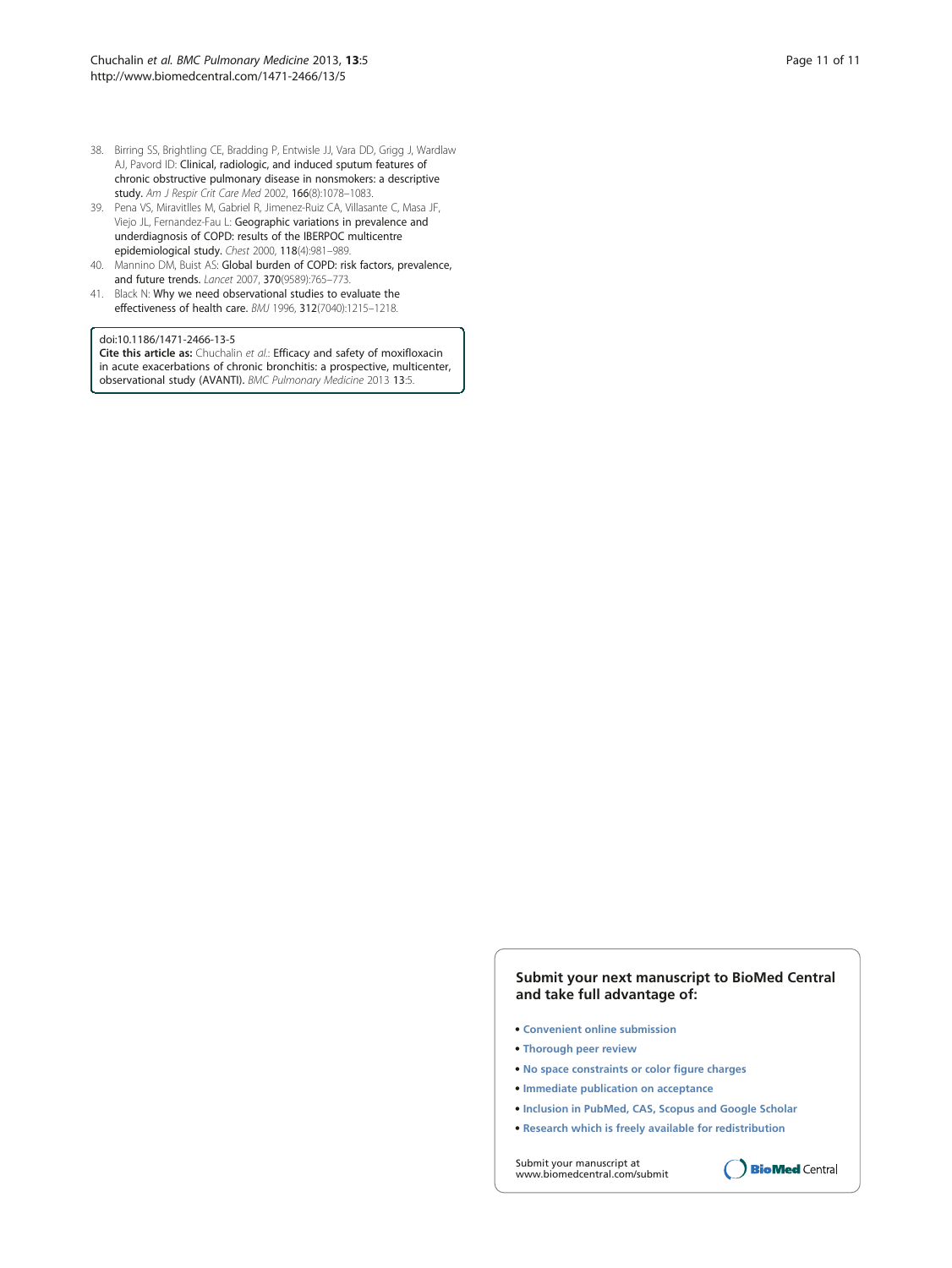38. Birring SS, Brightling CE, Bradding P, Entwisle JJ, Vara DD, Grigg J, Wardlaw AJ, Pavord ID: **Clinical, radiologic, and induced sputum features of chronic obstructive pulmonary disease in nonsmokers: a descriptive study.** *Am J Respir Crit Care Med* 2002, **166**(8):1078–1083.
39. Pena VS, Miravitlles M, Gabriel R, Jimenez-Ruiz CA, Villasante C, Masa JF, Viejo JL, Fernandez-Fau L: **Geographic variations in prevalence and underdiagnosis of COPD: results of the IBERPOC multicentre epidemiological study.** *Chest* 2000, **118**(4):981–989.
40. Mannino DM, Buist AS: **Global burden of COPD: risk factors, prevalence, and future trends.** *Lancet* 2007, **370**(9589):765–773.
41. Black N: **Why we need observational studies to evaluate the effectiveness of health care.** *BMJ* 1996, **312**(7040):1215–1218.

doi:10.1186/1471-2466-13-5
**Cite this article as:** Chuchalin *et al.*: Efficacy and safety of moxifloxacin in acute exacerbations of chronic bronchitis: a prospective, multicenter, observational study (AVANTI). *BMC Pulmonary Medicine* 2013 **13**:5.

**Submit your next manuscript to BioMed Central and take full advantage of:**

- **Convenient online submission**
- **Thorough peer review**
- **No space constraints or color figure charges**
- **Immediate publication on acceptance**
- **Inclusion in PubMed, CAS, Scopus and Google Scholar**
- **Research which is freely available for redistribution**

Submit your manuscript at
www.biomedcentral.com/submit

BioMed Central